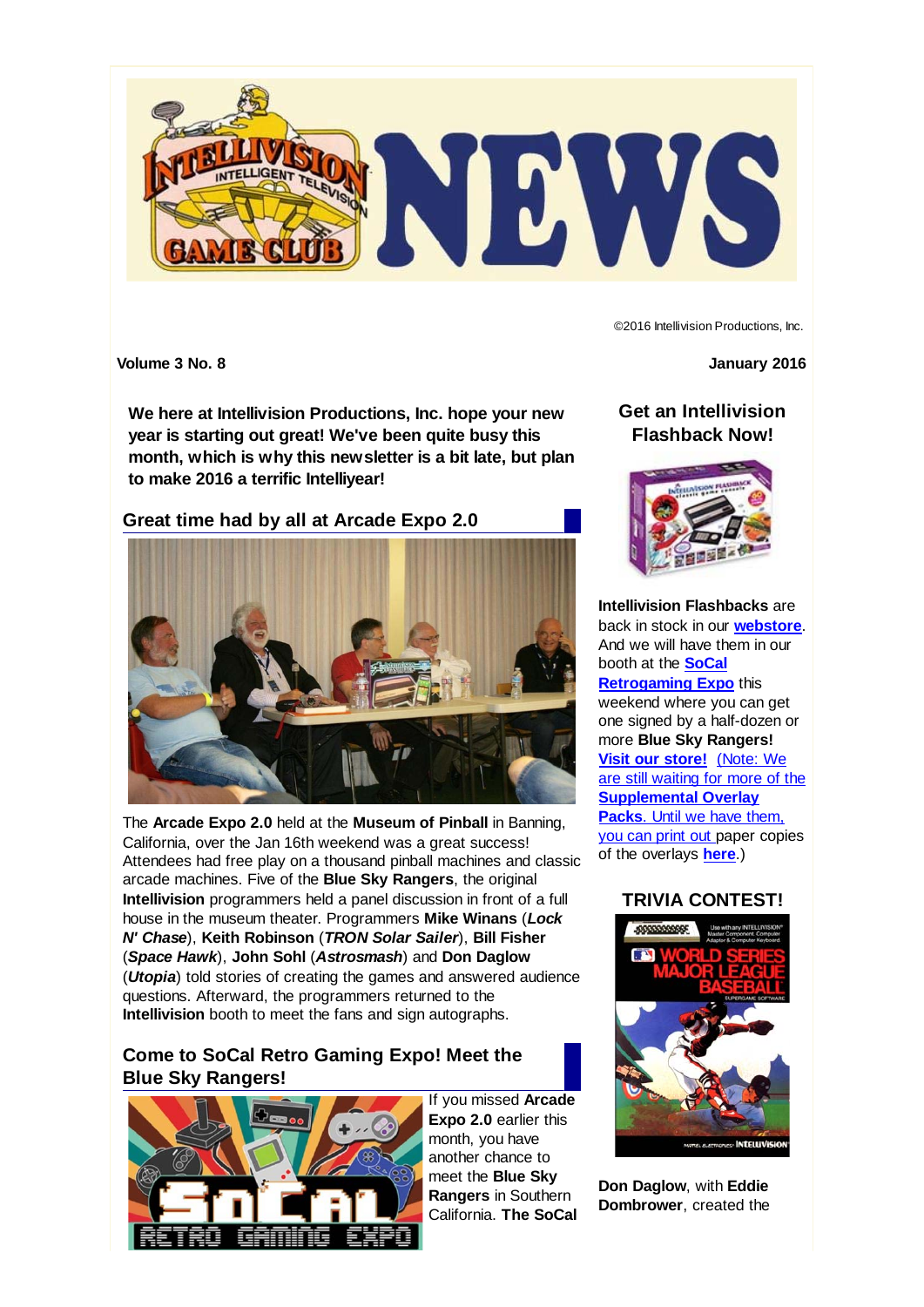©2016 Intellivision Productions, Inc.

**Volume 3 No. 8** | **January 2016**

**We here at Intellivision Productions, Inc. hope your new year is starting out great! We've been quite busy this month, which is why this newsletter is a bit late, but plan to make 2016 a terrific Intelliyear!**

## Great time had by all at Arcade Expo 2.0

The **Arcade Expo 2.0** held at the **Museum of Pinball** in Banning, California, over the Jan 16th weekend was a great success! Attendees had free play on a thousand pinball machines and classic arcade machines. Five of the **Blue Sky Rangers**, the original **Intellivision** programmers held a panel discussion in front of a full house in the museum theater. Programmers **Mike Winans** (***Lock N' Chase***), **Keith Robinson** (***TRON Solar Sailer***), **Bill Fisher** (***Space Hawk***), **John Sohl** (***Astrosmash***) and **Don Daglow** (***Utopia***) told stories of creating the games and answered audience questions. Afterward, the programmers returned to the **Intellivision** booth to meet the fans and sign autographs.

## Come to SoCal Retro Gaming Expo! Meet the Blue Sky Rangers!

If you missed **Arcade Expo 2.0** earlier this month, you have another chance to meet the **Blue Sky Rangers** in Southern California. **The SoCal**

## Get an Intellivision Flashback Now!

**Intellivision Flashbacks** are back in stock in our **webstore**. And we will have them in our booth at the **SoCal Retrogaming Expo** this weekend where you can get one signed by a half-dozen or more **Blue Sky Rangers!** **Visit our store!** (Note: We are still waiting for more of the **Supplemental Overlay Packs**. Until we have them, you can print out paper copies of the overlays **here**.)

## TRIVIA CONTEST!

**Don Daglow**, with **Eddie Dombrower**, created the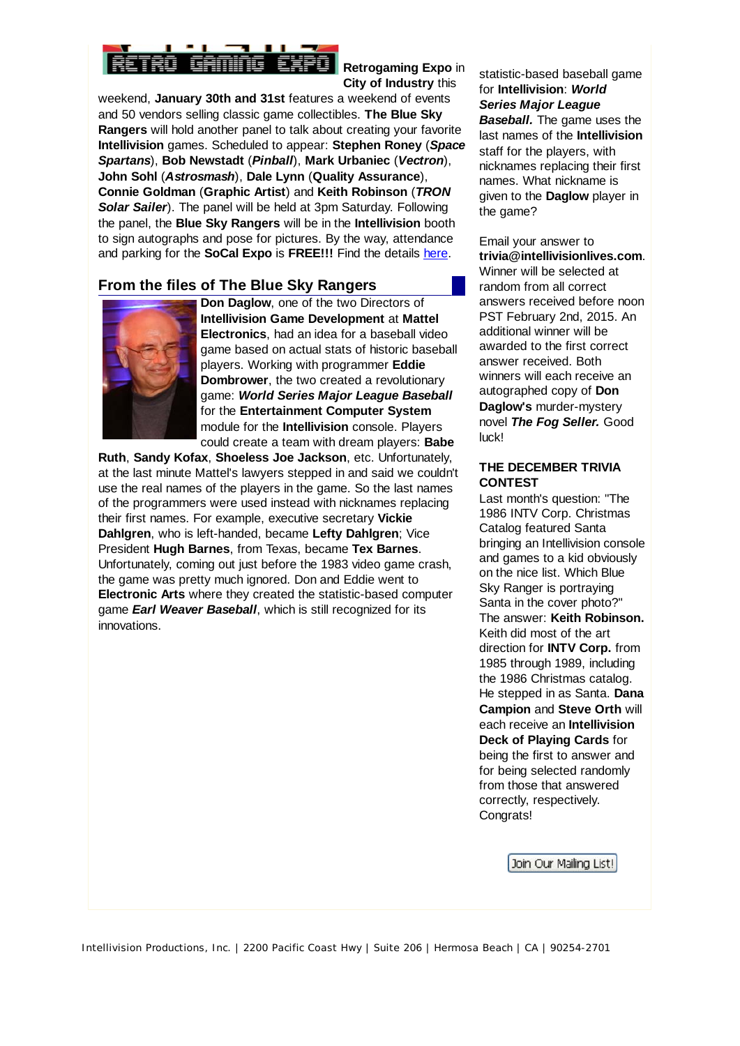**Retrogaming Expo** in **City of Industry** this weekend, **January 30th and 31st** features a weekend of events and 50 vendors selling classic game collectibles. **The Blue Sky Rangers** will hold another panel to talk about creating your favorite **Intellivision** games. Scheduled to appear: **Stephen Roney** (***Space Spartans***), **Bob Newstadt** (***Pinball***), **Mark Urbaniec** (***Vectron***), **John Sohl** (***Astrosmash***), **Dale Lynn** (**Quality Assurance**), **Connie Goldman** (**Graphic Artist**) and **Keith Robinson** (***TRON Solar Sailer***). The panel will be held at 3pm Saturday. Following the panel, the **Blue Sky Rangers** will be in the **Intellivision** booth to sign autographs and pose for pictures. By the way, attendance and parking for the **SoCal Expo** is **FREE!!!** Find the details here.

## From the files of The Blue Sky Rangers

**Don Daglow**, one of the two Directors of **Intellivision Game Development** at **Mattel Electronics**, had an idea for a baseball video game based on actual stats of historic baseball players. Working with programmer **Eddie Dombrower**, the two created a revolutionary game: ***World Series Major League Baseball*** for the **Entertainment Computer System** module for the **Intellivision** console. Players could create a team with dream players: **Babe Ruth**, **Sandy Kofax**, **Shoeless Joe Jackson**, etc. Unfortunately, at the last minute Mattel's lawyers stepped in and said we couldn't use the real names of the players in the game. So the last names of the programmers were used instead with nicknames replacing their first names. For example, executive secretary **Vickie Dahlgren**, who is left-handed, became **Lefty Dahlgren**; Vice President **Hugh Barnes**, from Texas, became **Tex Barnes**. Unfortunately, coming out just before the 1983 video game crash, the game was pretty much ignored. Don and Eddie went to **Electronic Arts** where they created the statistic-based computer game ***Earl Weaver Baseball***, which is still recognized for its innovations.

statistic-based baseball game for **Intellivision**: ***World Series Major League Baseball.*** The game uses the last names of the **Intellivision** staff for the players, with nicknames replacing their first names. What nickname is given to the **Daglow** player in the game?

Email your answer to **trivia@intellivisionlives.com**. Winner will be selected at random from all correct answers received before noon PST February 2nd, 2015. An additional winner will be awarded to the first correct answer received. Both winners will each receive an autographed copy of **Don Daglow's** murder-mystery novel ***The Fog Seller.*** Good luck!

### THE DECEMBER TRIVIA CONTEST

Last month's question: "The 1986 INTV Corp. Christmas Catalog featured Santa bringing an Intellivision console and games to a kid obviously on the nice list. Which Blue Sky Ranger is portraying Santa in the cover photo?" The answer: **Keith Robinson.** Keith did most of the art direction for **INTV Corp.** from 1985 through 1989, including the 1986 Christmas catalog. He stepped in as Santa. **Dana Campion** and **Steve Orth** will each receive an **Intellivision Deck of Playing Cards** for being the first to answer and for being selected randomly from those that answered correctly, respectively. Congrats!

Join Our Mailing List!

Intellivision Productions, Inc. | 2200 Pacific Coast Hwy | Suite 206 | Hermosa Beach | CA | 90254-2701